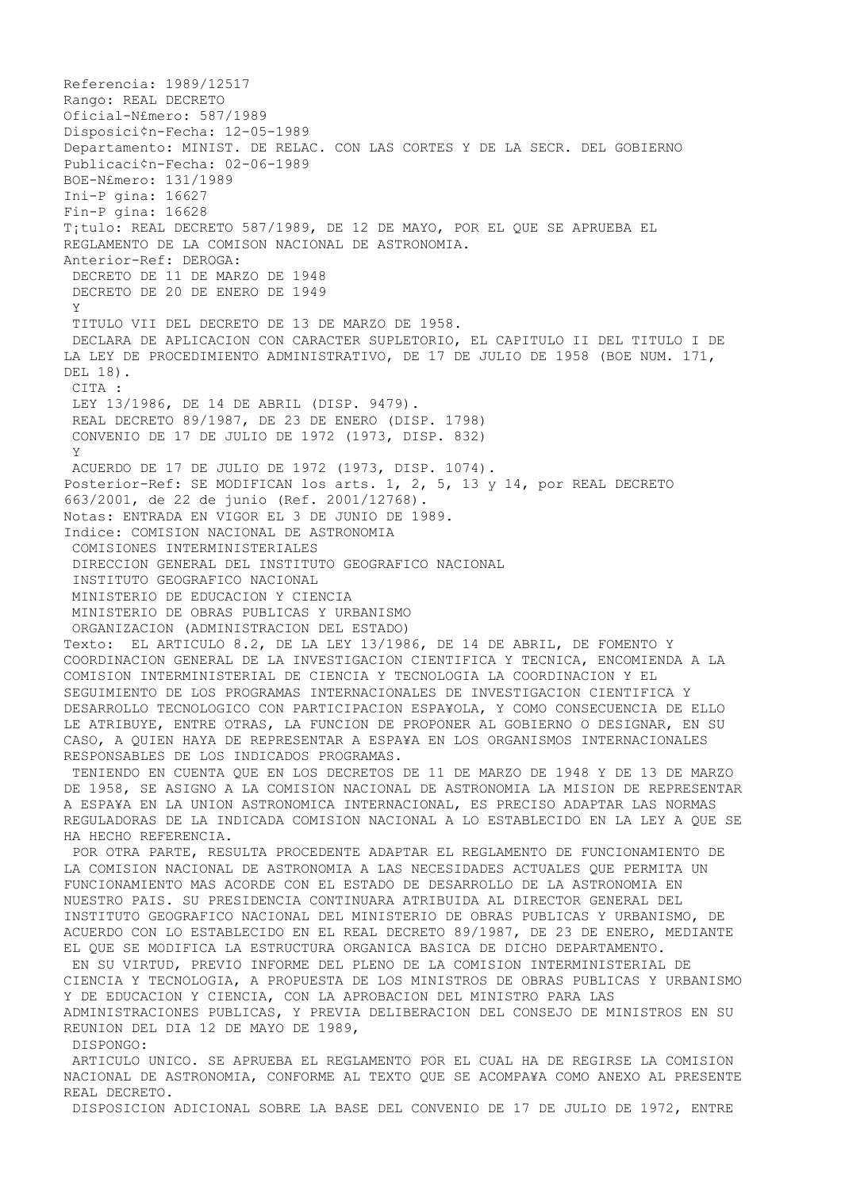Referencia: 1989/12517
Rango: REAL DECRETO
Oficial-N£mero: 587/1989
Disposici¢n-Fecha: 12-05-1989
Departamento: MINIST. DE RELAC. CON LAS CORTES Y DE LA SECR. DEL GOBIERNO
Publicaci¢n-Fecha: 02-06-1989
BOE-N£mero: 131/1989
Ini-P gina: 16627
Fin-P gina: 16628
T¡tulo: REAL DECRETO 587/1989, DE 12 DE MAYO, POR EL QUE SE APRUEBA EL REGLAMENTO DE LA COMISON NACIONAL DE ASTRONOMIA.
Anterior-Ref: DEROGA:
 DECRETO DE 11 DE MARZO DE 1948
 DECRETO DE 20 DE ENERO DE 1949
 Y
 TITULO VII DEL DECRETO DE 13 DE MARZO DE 1958.
 DECLARA DE APLICACION CON CARACTER SUPLETORIO, EL CAPITULO II DEL TITULO I DE LA LEY DE PROCEDIMIENTO ADMINISTRATIVO, DE 17 DE JULIO DE 1958 (BOE NUM. 171, DEL 18).
 CITA :
 LEY 13/1986, DE 14 DE ABRIL (DISP. 9479).
 REAL DECRETO 89/1987, DE 23 DE ENERO (DISP. 1798)
 CONVENIO DE 17 DE JULIO DE 1972 (1973, DISP. 832)
 Y
 ACUERDO DE 17 DE JULIO DE 1972 (1973, DISP. 1074).
Posterior-Ref: SE MODIFICAN los arts. 1, 2, 5, 13 y 14, por REAL DECRETO 663/2001, de 22 de junio (Ref. 2001/12768).
Notas: ENTRADA EN VIGOR EL 3 DE JUNIO DE 1989.
Indice: COMISION NACIONAL DE ASTRONOMIA
 COMISIONES INTERMINISTERIALES
 DIRECCION GENERAL DEL INSTITUTO GEOGRAFICO NACIONAL
 INSTITUTO GEOGRAFICO NACIONAL
 MINISTERIO DE EDUCACION Y CIENCIA
 MINISTERIO DE OBRAS PUBLICAS Y URBANISMO
 ORGANIZACION (ADMINISTRACION DEL ESTADO)
Texto: EL ARTICULO 8.2, DE LA LEY 13/1986, DE 14 DE ABRIL, DE FOMENTO Y COORDINACION GENERAL DE LA INVESTIGACION CIENTIFICA Y TECNICA, ENCOMIENDA A LA COMISION INTERMINISTERIAL DE CIENCIA Y TECNOLOGIA LA COORDINACION Y EL SEGUIMIENTO DE LOS PROGRAMAS INTERNACIONALES DE INVESTIGACION CIENTIFICA Y DESARROLLO TECNOLOGICO CON PARTICIPACION ESPA¥OLA, Y COMO CONSECUENCIA DE ELLO LE ATRIBUYE, ENTRE OTRAS, LA FUNCION DE PROPONER AL GOBIERNO O DESIGNAR, EN SU CASO, A QUIEN HAYA DE REPRESENTAR A ESPA¥A EN LOS ORGANISMOS INTERNACIONALES RESPONSABLES DE LOS INDICADOS PROGRAMAS.

TENIENDO EN CUENTA QUE EN LOS DECRETOS DE 11 DE MARZO DE 1948 Y DE 13 DE MARZO DE 1958, SE ASIGNO A LA COMISION NACIONAL DE ASTRONOMIA LA MISION DE REPRESENTAR A ESPA¥A EN LA UNION ASTRONOMICA INTERNACIONAL, ES PRECISO ADAPTAR LAS NORMAS REGULADORAS DE LA INDICADA COMISION NACIONAL A LO ESTABLECIDO EN LA LEY A QUE SE HA HECHO REFERENCIA.

POR OTRA PARTE, RESULTA PROCEDENTE ADAPTAR EL REGLAMENTO DE FUNCIONAMIENTO DE LA COMISION NACIONAL DE ASTRONOMIA A LAS NECESIDADES ACTUALES QUE PERMITA UN FUNCIONAMIENTO MAS ACORDE CON EL ESTADO DE DESARROLLO DE LA ASTRONOMIA EN NUESTRO PAIS. SU PRESIDENCIA CONTINUARA ATRIBUIDA AL DIRECTOR GENERAL DEL INSTITUTO GEOGRAFICO NACIONAL DEL MINISTERIO DE OBRAS PUBLICAS Y URBANISMO, DE ACUERDO CON LO ESTABLECIDO EN EL REAL DECRETO 89/1987, DE 23 DE ENERO, MEDIANTE EL QUE SE MODIFICA LA ESTRUCTURA ORGANICA BASICA DE DICHO DEPARTAMENTO.

EN SU VIRTUD, PREVIO INFORME DEL PLENO DE LA COMISION INTERMINISTERIAL DE CIENCIA Y TECNOLOGIA, A PROPUESTA DE LOS MINISTROS DE OBRAS PUBLICAS Y URBANISMO Y DE EDUCACION Y CIENCIA, CON LA APROBACION DEL MINISTRO PARA LAS ADMINISTRACIONES PUBLICAS, Y PREVIA DELIBERACION DEL CONSEJO DE MINISTROS EN SU REUNION DEL DIA 12 DE MAYO DE 1989,

DISPONGO:

ARTICULO UNICO. SE APRUEBA EL REGLAMENTO POR EL CUAL HA DE REGIRSE LA COMISION NACIONAL DE ASTRONOMIA, CONFORME AL TEXTO QUE SE ACOMPA¥A COMO ANEXO AL PRESENTE REAL DECRETO.

DISPOSICION ADICIONAL SOBRE LA BASE DEL CONVENIO DE 17 DE JULIO DE 1972, ENTRE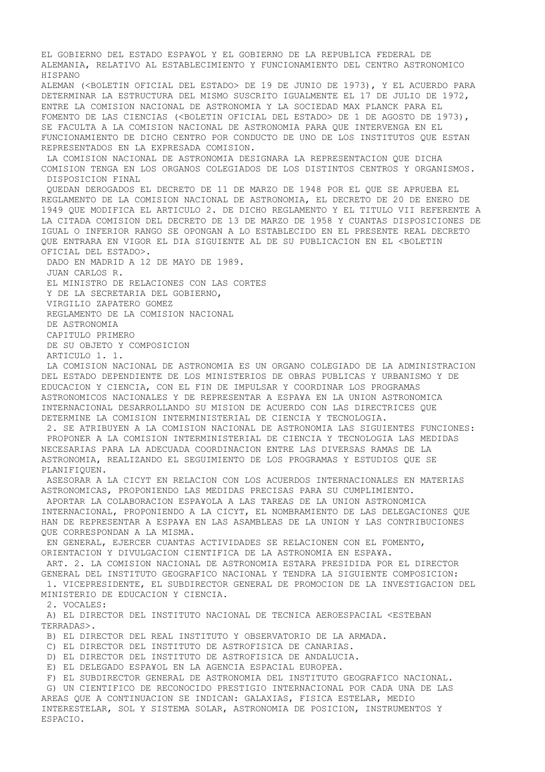EL GOBIERNO DEL ESTADO ESPA¥OL Y EL GOBIERNO DE LA REPUBLICA FEDERAL DE ALEMANIA, RELATIVO AL ESTABLECIMIENTO Y FUNCIONAMIENTO DEL CENTRO ASTRONOMICO HISPANO ALEMAN (<BOLETIN OFICIAL DEL ESTADO> DE 19 DE JUNIO DE 1973), Y EL ACUERDO PARA DETERMINAR LA ESTRUCTURA DEL MISMO SUSCRITO IGUALMENTE EL 17 DE JULIO DE 1972, ENTRE LA COMISION NACIONAL DE ASTRONOMIA Y LA SOCIEDAD MAX PLANCK PARA EL FOMENTO DE LAS CIENCIAS (<BOLETIN OFICIAL DEL ESTADO> DE 1 DE AGOSTO DE 1973), SE FACULTA A LA COMISION NACIONAL DE ASTRONOMIA PARA QUE INTERVENGA EN EL FUNCIONAMIENTO DE DICHO CENTRO POR CONDUCTO DE UNO DE LOS INSTITUTOS QUE ESTAN REPRESENTADOS EN LA EXPRESADA COMISION.

LA COMISION NACIONAL DE ASTRONOMIA DESIGNARA LA REPRESENTACION QUE DICHA COMISION TENGA EN LOS ORGANOS COLEGIADOS DE LOS DISTINTOS CENTROS Y ORGANISMOS.

DISPOSICION FINAL

QUEDAN DEROGADOS EL DECRETO DE 11 DE MARZO DE 1948 POR EL QUE SE APRUEBA EL REGLAMENTO DE LA COMISION NACIONAL DE ASTRONOMIA, EL DECRETO DE 20 DE ENERO DE 1949 QUE MODIFICA EL ARTICULO 2. DE DICHO REGLAMENTO Y EL TITULO VII REFERENTE A LA CITADA COMISION DEL DECRETO DE 13 DE MARZO DE 1958 Y CUANTAS DISPOSICIONES DE IGUAL O INFERIOR RANGO SE OPONGAN A LO ESTABLECIDO EN EL PRESENTE REAL DECRETO QUE ENTRARA EN VIGOR EL DIA SIGUIENTE AL DE SU PUBLICACION EN EL <BOLETIN OFICIAL DEL ESTADO>.

DADO EN MADRID A 12 DE MAYO DE 1989.

JUAN CARLOS R.

EL MINISTRO DE RELACIONES CON LAS CORTES
Y DE LA SECRETARIA DEL GOBIERNO,
VIRGILIO ZAPATERO GOMEZ

REGLAMENTO DE LA COMISION NACIONAL
DE ASTRONOMIA

CAPITULO PRIMERO

DE SU OBJETO Y COMPOSICION

ARTICULO 1. 1.

LA COMISION NACIONAL DE ASTRONOMIA ES UN ORGANO COLEGIADO DE LA ADMINISTRACION DEL ESTADO DEPENDIENTE DE LOS MINISTERIOS DE OBRAS PUBLICAS Y URBANISMO Y DE EDUCACION Y CIENCIA, CON EL FIN DE IMPULSAR Y COORDINAR LOS PROGRAMAS ASTRONOMICOS NACIONALES Y DE REPRESENTAR A ESPA¥A EN LA UNION ASTRONOMICA INTERNACIONAL DESARROLLANDO SU MISION DE ACUERDO CON LAS DIRECTRICES QUE DETERMINE LA COMISION INTERMINISTERIAL DE CIENCIA Y TECNOLOGIA.

2. SE ATRIBUYEN A LA COMISION NACIONAL DE ASTRONOMIA LAS SIGUIENTES FUNCIONES:

PROPONER A LA COMISION INTERMINISTERIAL DE CIENCIA Y TECNOLOGIA LAS MEDIDAS NECESARIAS PARA LA ADECUADA COORDINACION ENTRE LAS DIVERSAS RAMAS DE LA ASTRONOMIA, REALIZANDO EL SEGUIMIENTO DE LOS PROGRAMAS Y ESTUDIOS QUE SE PLANIFIQUEN.

ASESORAR A LA CICYT EN RELACION CON LOS ACUERDOS INTERNACIONALES EN MATERIAS ASTRONOMICAS, PROPONIENDO LAS MEDIDAS PRECISAS PARA SU CUMPLIMIENTO.

APORTAR LA COLABORACION ESPA¥OLA A LAS TAREAS DE LA UNION ASTRONOMICA INTERNACIONAL, PROPONIENDO A LA CICYT, EL NOMBRAMIENTO DE LAS DELEGACIONES QUE HAN DE REPRESENTAR A ESPA¥A EN LAS ASAMBLEAS DE LA UNION Y LAS CONTRIBUCIONES QUE CORRESPONDAN A LA MISMA.

EN GENERAL, EJERCER CUANTAS ACTIVIDADES SE RELACIONEN CON EL FOMENTO, ORIENTACION Y DIVULGACION CIENTIFICA DE LA ASTRONOMIA EN ESPA¥A.

ART. 2. LA COMISION NACIONAL DE ASTRONOMIA ESTARA PRESIDIDA POR EL DIRECTOR GENERAL DEL INSTITUTO GEOGRAFICO NACIONAL Y TENDRA LA SIGUIENTE COMPOSICION:

1. VICEPRESIDENTE, EL SUBDIRECTOR GENERAL DE PROMOCION DE LA INVESTIGACION DEL MINISTERIO DE EDUCACION Y CIENCIA.

2. VOCALES:

A) EL DIRECTOR DEL INSTITUTO NACIONAL DE TECNICA AEROESPACIAL <ESTEBAN TERRADAS>.

B) EL DIRECTOR DEL REAL INSTITUTO Y OBSERVATORIO DE LA ARMADA.

C) EL DIRECTOR DEL INSTITUTO DE ASTROFISICA DE CANARIAS.

D) EL DIRECTOR DEL INSTITUTO DE ASTROFISICA DE ANDALUCIA.

E) EL DELEGADO ESPA¥OL EN LA AGENCIA ESPACIAL EUROPEA.

F) EL SUBDIRECTOR GENERAL DE ASTRONOMIA DEL INSTITUTO GEOGRAFICO NACIONAL.

G) UN CIENTIFICO DE RECONOCIDO PRESTIGIO INTERNACIONAL POR CADA UNA DE LAS AREAS QUE A CONTINUACION SE INDICAN: GALAXIAS, FISICA ESTELAR, MEDIO INTERESTELAR, SOL Y SISTEMA SOLAR, ASTRONOMIA DE POSICION, INSTRUMENTOS Y ESPACIO.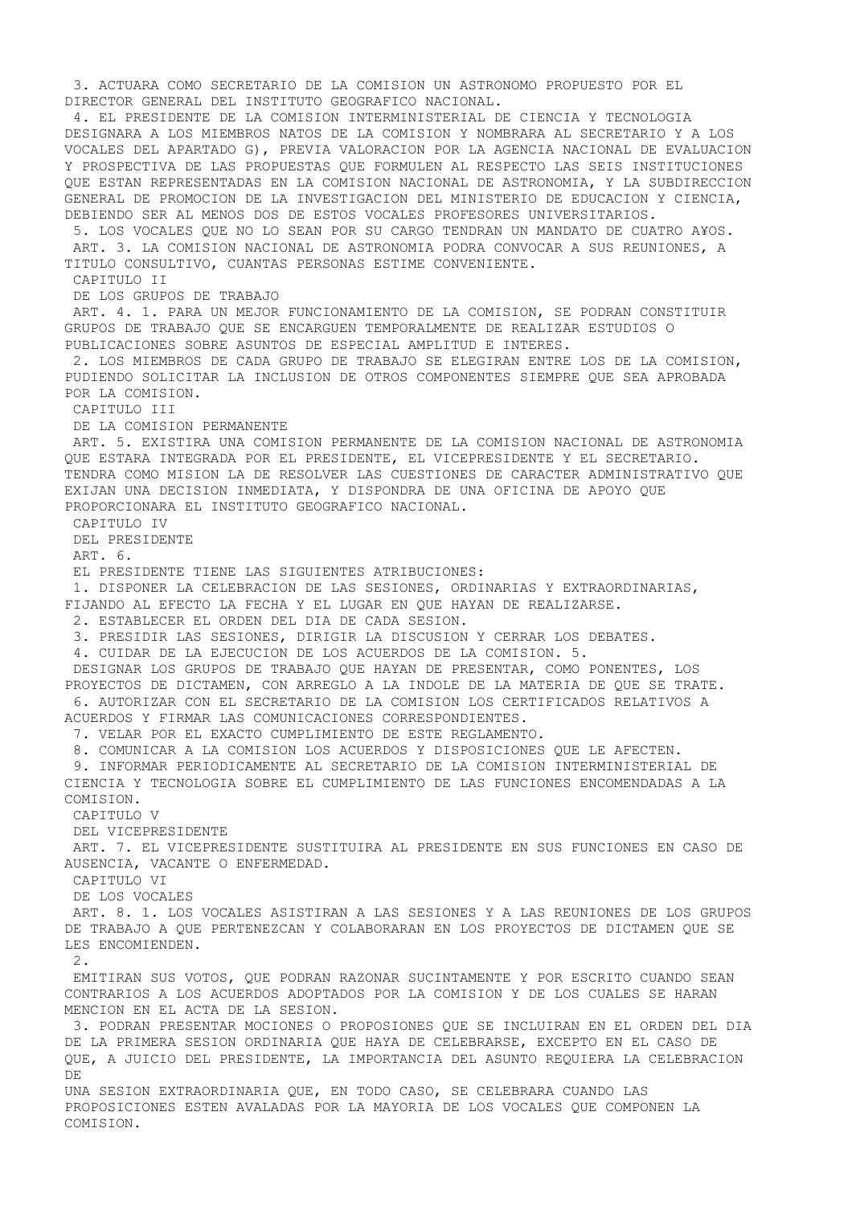3. ACTUARA COMO SECRETARIO DE LA COMISION UN ASTRONOMO PROPUESTO POR EL DIRECTOR GENERAL DEL INSTITUTO GEOGRAFICO NACIONAL.

4. EL PRESIDENTE DE LA COMISION INTERMINISTERIAL DE CIENCIA Y TECNOLOGIA DESIGNARA A LOS MIEMBROS NATOS DE LA COMISION Y NOMBRARA AL SECRETARIO Y A LOS VOCALES DEL APARTADO G), PREVIA VALORACION POR LA AGENCIA NACIONAL DE EVALUACION Y PROSPECTIVA DE LAS PROPUESTAS QUE FORMULEN AL RESPECTO LAS SEIS INSTITUCIONES QUE ESTAN REPRESENTADAS EN LA COMISION NACIONAL DE ASTRONOMIA, Y LA SUBDIRECCION GENERAL DE PROMOCION DE LA INVESTIGACION DEL MINISTERIO DE EDUCACION Y CIENCIA, DEBIENDO SER AL MENOS DOS DE ESTOS VOCALES PROFESORES UNIVERSITARIOS.

5. LOS VOCALES QUE NO LO SEAN POR SU CARGO TENDRAN UN MANDATO DE CUATRO A¥OS.

ART. 3. LA COMISION NACIONAL DE ASTRONOMIA PODRA CONVOCAR A SUS REUNIONES, A TITULO CONSULTIVO, CUANTAS PERSONAS ESTIME CONVENIENTE.

## CAPITULO II

## DE LOS GRUPOS DE TRABAJO

ART. 4. 1. PARA UN MEJOR FUNCIONAMIENTO DE LA COMISION, SE PODRAN CONSTITUIR GRUPOS DE TRABAJO QUE SE ENCARGUEN TEMPORALMENTE DE REALIZAR ESTUDIOS O PUBLICACIONES SOBRE ASUNTOS DE ESPECIAL AMPLITUD E INTERES.

2. LOS MIEMBROS DE CADA GRUPO DE TRABAJO SE ELEGIRAN ENTRE LOS DE LA COMISION, PUDIENDO SOLICITAR LA INCLUSION DE OTROS COMPONENTES SIEMPRE QUE SEA APROBADA POR LA COMISION.

## CAPITULO III

## DE LA COMISION PERMANENTE

ART. 5. EXISTIRA UNA COMISION PERMANENTE DE LA COMISION NACIONAL DE ASTRONOMIA QUE ESTARA INTEGRADA POR EL PRESIDENTE, EL VICEPRESIDENTE Y EL SECRETARIO. TENDRA COMO MISION LA DE RESOLVER LAS CUESTIONES DE CARACTER ADMINISTRATIVO QUE EXIJAN UNA DECISION INMEDIATA, Y DISPONDRA DE UNA OFICINA DE APOYO QUE PROPORCIONARA EL INSTITUTO GEOGRAFICO NACIONAL.

## CAPITULO IV

## DEL PRESIDENTE

ART. 6.

EL PRESIDENTE TIENE LAS SIGUIENTES ATRIBUCIONES:

1. DISPONER LA CELEBRACION DE LAS SESIONES, ORDINARIAS Y EXTRAORDINARIAS, FIJANDO AL EFECTO LA FECHA Y EL LUGAR EN QUE HAYAN DE REALIZARSE.
2. ESTABLECER EL ORDEN DEL DIA DE CADA SESION.
3. PRESIDIR LAS SESIONES, DIRIGIR LA DISCUSION Y CERRAR LOS DEBATES.
4. CUIDAR DE LA EJECUCION DE LOS ACUERDOS DE LA COMISION.
5. DESIGNAR LOS GRUPOS DE TRABAJO QUE HAYAN DE PRESENTAR, COMO PONENTES, LOS PROYECTOS DE DICTAMEN, CON ARREGLO A LA INDOLE DE LA MATERIA DE QUE SE TRATE.
6. AUTORIZAR CON EL SECRETARIO DE LA COMISION LOS CERTIFICADOS RELATIVOS A ACUERDOS Y FIRMAR LAS COMUNICACIONES CORRESPONDIENTES.
7. VELAR POR EL EXACTO CUMPLIMIENTO DE ESTE REGLAMENTO.
8. COMUNICAR A LA COMISION LOS ACUERDOS Y DISPOSICIONES QUE LE AFECTEN.
9. INFORMAR PERIODICAMENTE AL SECRETARIO DE LA COMISION INTERMINISTERIAL DE CIENCIA Y TECNOLOGIA SOBRE EL CUMPLIMIENTO DE LAS FUNCIONES ENCOMENDADAS A LA COMISION.

## CAPITULO V

## DEL VICEPRESIDENTE

ART. 7. EL VICEPRESIDENTE SUSTITUIRA AL PRESIDENTE EN SUS FUNCIONES EN CASO DE AUSENCIA, VACANTE O ENFERMEDAD.

## CAPITULO VI

## DE LOS VOCALES

ART. 8. 1. LOS VOCALES ASISTIRAN A LAS SESIONES Y A LAS REUNIONES DE LOS GRUPOS DE TRABAJO A QUE PERTENEZCAN Y COLABORARAN EN LOS PROYECTOS DE DICTAMEN QUE SE LES ENCOMIENDEN.

2. EMITIRAN SUS VOTOS, QUE PODRAN RAZONAR SUCINTAMENTE Y POR ESCRITO CUANDO SEAN CONTRARIOS A LOS ACUERDOS ADOPTADOS POR LA COMISION Y DE LOS CUALES SE HARAN MENCION EN EL ACTA DE LA SESION.

3. PODRAN PRESENTAR MOCIONES O PROPOSIONES QUE SE INCLUIRAN EN EL ORDEN DEL DIA DE LA PRIMERA SESION ORDINARIA QUE HAYA DE CELEBRARSE, EXCEPTO EN EL CASO DE QUE, A JUICIO DEL PRESIDENTE, LA IMPORTANCIA DEL ASUNTO REQUIERA LA CELEBRACION DE UNA SESION EXTRAORDINARIA QUE, EN TODO CASO, SE CELEBRARA CUANDO LAS PROPOSICIONES ESTEN AVALADAS POR LA MAYORIA DE LOS VOCALES QUE COMPONEN LA COMISION.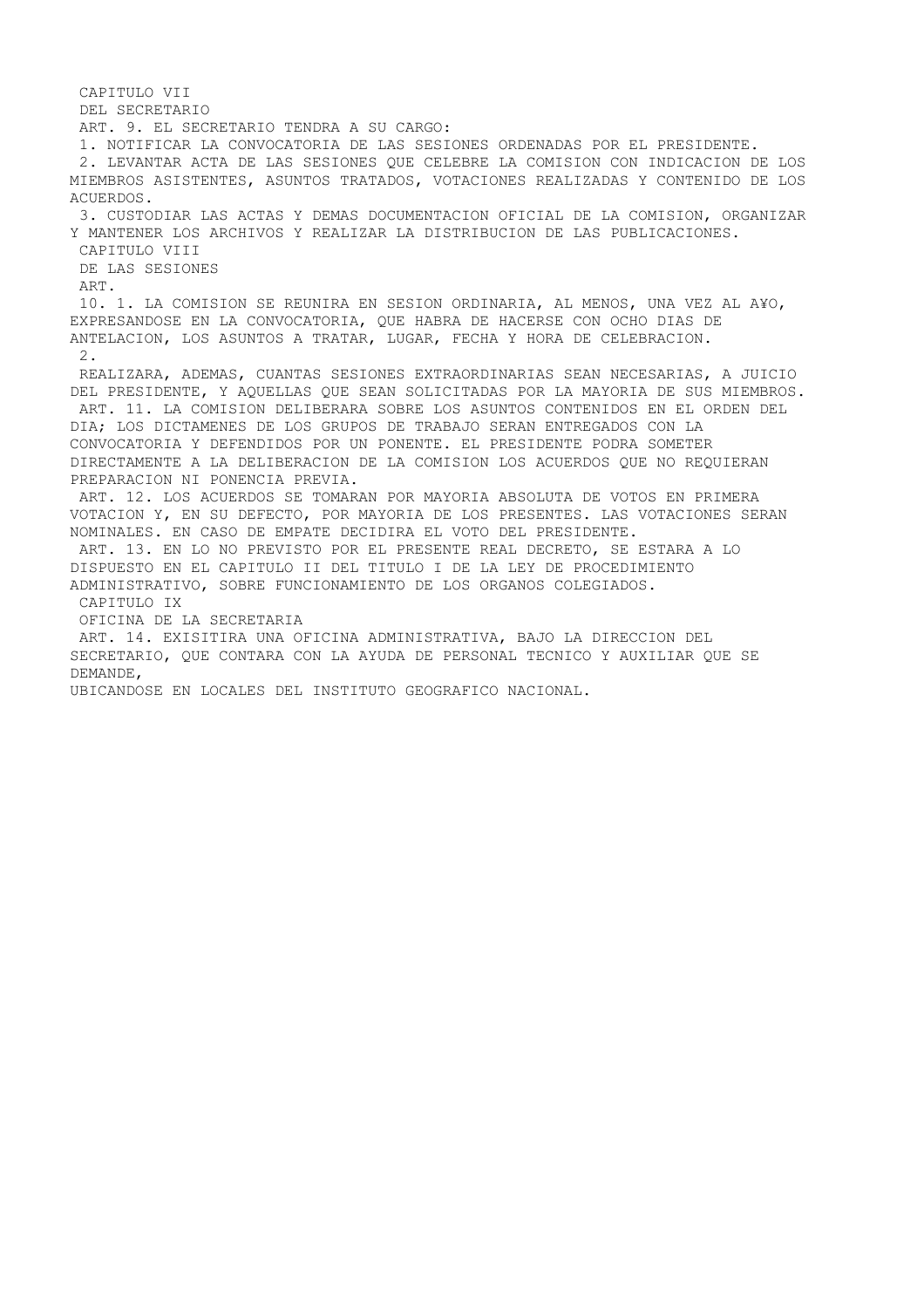## CAPITULO VII

## DEL SECRETARIO

ART. 9. EL SECRETARIO TENDRA A SU CARGO:

1. NOTIFICAR LA CONVOCATORIA DE LAS SESIONES ORDENADAS POR EL PRESIDENTE.
2. LEVANTAR ACTA DE LAS SESIONES QUE CELEBRE LA COMISION CON INDICACION DE LOS MIEMBROS ASISTENTES, ASUNTOS TRATADOS, VOTACIONES REALIZADAS Y CONTENIDO DE LOS ACUERDOS.
3. CUSTODIAR LAS ACTAS Y DEMAS DOCUMENTACION OFICIAL DE LA COMISION, ORGANIZAR Y MANTENER LOS ARCHIVOS Y REALIZAR LA DISTRIBUCION DE LAS PUBLICACIONES.

## CAPITULO VIII

## DE LAS SESIONES

ART.

10. 1. LA COMISION SE REUNIRA EN SESION ORDINARIA, AL MENOS, UNA VEZ AL A¥O, EXPRESANDOSE EN LA CONVOCATORIA, QUE HABRA DE HACERSE CON OCHO DIAS DE ANTELACION, LOS ASUNTOS A TRATAR, LUGAR, FECHA Y HORA DE CELEBRACION.

2.

REALIZARA, ADEMAS, CUANTAS SESIONES EXTRAORDINARIAS SEAN NECESARIAS, A JUICIO DEL PRESIDENTE, Y AQUELLAS QUE SEAN SOLICITADAS POR LA MAYORIA DE SUS MIEMBROS.

ART. 11. LA COMISION DELIBERARA SOBRE LOS ASUNTOS CONTENIDOS EN EL ORDEN DEL DIA; LOS DICTAMENES DE LOS GRUPOS DE TRABAJO SERAN ENTREGADOS CON LA CONVOCATORIA Y DEFENDIDOS POR UN PONENTE. EL PRESIDENTE PODRA SOMETER DIRECTAMENTE A LA DELIBERACION DE LA COMISION LOS ACUERDOS QUE NO REQUIERAN PREPARACION NI PONENCIA PREVIA.

ART. 12. LOS ACUERDOS SE TOMARAN POR MAYORIA ABSOLUTA DE VOTOS EN PRIMERA VOTACION Y, EN SU DEFECTO, POR MAYORIA DE LOS PRESENTES. LAS VOTACIONES SERAN NOMINALES. EN CASO DE EMPATE DECIDIRA EL VOTO DEL PRESIDENTE.

ART. 13. EN LO NO PREVISTO POR EL PRESENTE REAL DECRETO, SE ESTARA A LO DISPUESTO EN EL CAPITULO II DEL TITULO I DE LA LEY DE PROCEDIMIENTO ADMINISTRATIVO, SOBRE FUNCIONAMIENTO DE LOS ORGANOS COLEGIADOS.

## CAPITULO IX

## OFICINA DE LA SECRETARIA

ART. 14. EXISITIRA UNA OFICINA ADMINISTRATIVA, BAJO LA DIRECCION DEL SECRETARIO, QUE CONTARA CON LA AYUDA DE PERSONAL TECNICO Y AUXILIAR QUE SE DEMANDE,

UBICANDOSE EN LOCALES DEL INSTITUTO GEOGRAFICO NACIONAL.